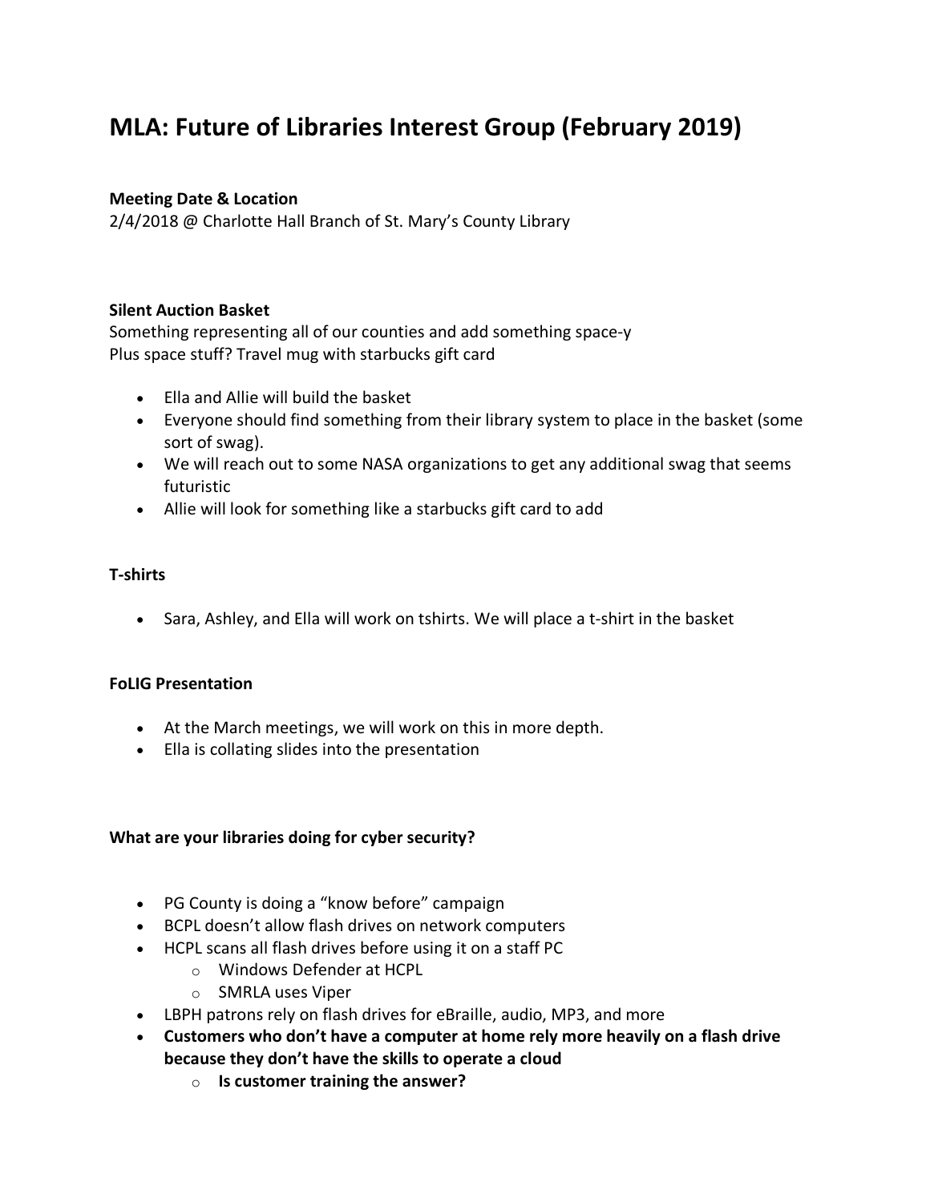# MLA: Future of Libraries Interest Group (February 2019)

**Meeting Date & Location**
2/4/2018 @ Charlotte Hall Branch of St. Mary's County Library

**Silent Auction Basket**
Something representing all of our counties and add something space-y
Plus space stuff? Travel mug with starbucks gift card

- Ella and Allie will build the basket
- Everyone should find something from their library system to place in the basket (some sort of swag).
- We will reach out to some NASA organizations to get any additional swag that seems futuristic
- Allie will look for something like a starbucks gift card to add

**T-shirts**

- Sara, Ashley, and Ella will work on tshirts. We will place a t-shirt in the basket

**FoLIG Presentation**

- At the March meetings, we will work on this in more depth.
- Ella is collating slides into the presentation

**What are your libraries doing for cyber security?**

- PG County is doing a "know before" campaign
- BCPL doesn't allow flash drives on network computers
- HCPL scans all flash drives before using it on a staff PC
  - Windows Defender at HCPL
  - SMRLA uses Viper
- LBPH patrons rely on flash drives for eBraille, audio, MP3, and more
- **Customers who don't have a computer at home rely more heavily on a flash drive because they don't have the skills to operate a cloud**
  - **Is customer training the answer?**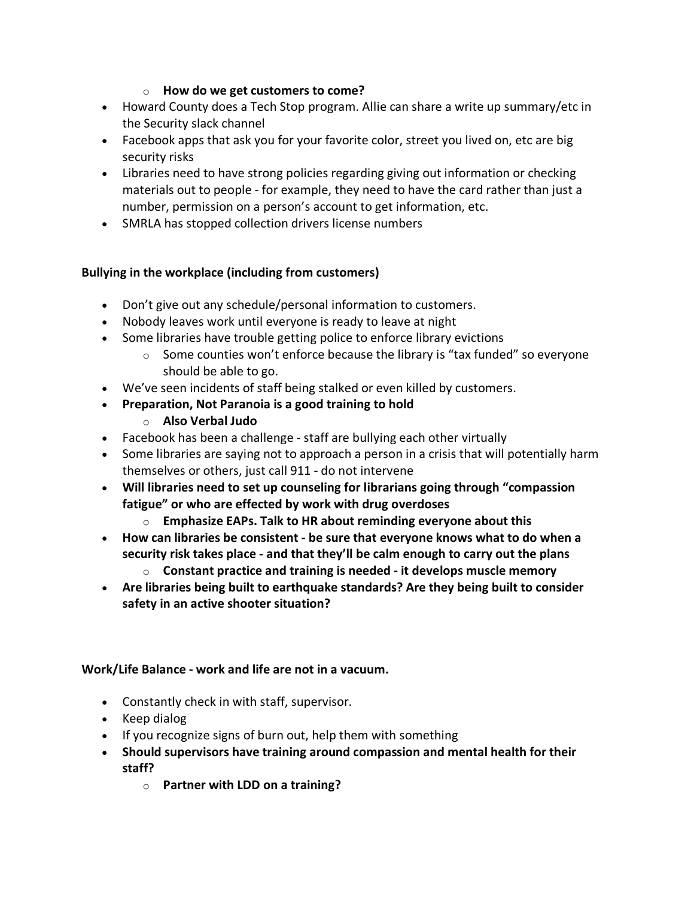- **How do we get customers to come?**

- Howard County does a Tech Stop program. Allie can share a write up summary/etc in the Security slack channel
- Facebook apps that ask you for your favorite color, street you lived on, etc are big security risks
- Libraries need to have strong policies regarding giving out information or checking materials out to people - for example, they need to have the card rather than just a number, permission on a person's account to get information, etc.
- SMRLA has stopped collection drivers license numbers

**Bullying in the workplace (including from customers)**

- Don't give out any schedule/personal information to customers.
- Nobody leaves work until everyone is ready to leave at night
- Some libraries have trouble getting police to enforce library evictions
  - Some counties won't enforce because the library is "tax funded" so everyone should be able to go.
- We've seen incidents of staff being stalked or even killed by customers.
- **Preparation, Not Paranoia is a good training to hold**
  - **Also Verbal Judo**
- Facebook has been a challenge - staff are bullying each other virtually
- Some libraries are saying not to approach a person in a crisis that will potentially harm themselves or others, just call 911 - do not intervene
- **Will libraries need to set up counseling for librarians going through "compassion fatigue" or who are effected by work with drug overdoses**
  - **Emphasize EAPs. Talk to HR about reminding everyone about this**
- **How can libraries be consistent - be sure that everyone knows what to do when a security risk takes place - and that they'll be calm enough to carry out the plans**
  - **Constant practice and training is needed - it develops muscle memory**
- **Are libraries being built to earthquake standards? Are they being built to consider safety in an active shooter situation?**

**Work/Life Balance - work and life are not in a vacuum.**

- Constantly check in with staff, supervisor.
- Keep dialog
- If you recognize signs of burn out, help them with something
- **Should supervisors have training around compassion and mental health for their staff?**
  - **Partner with LDD on a training?**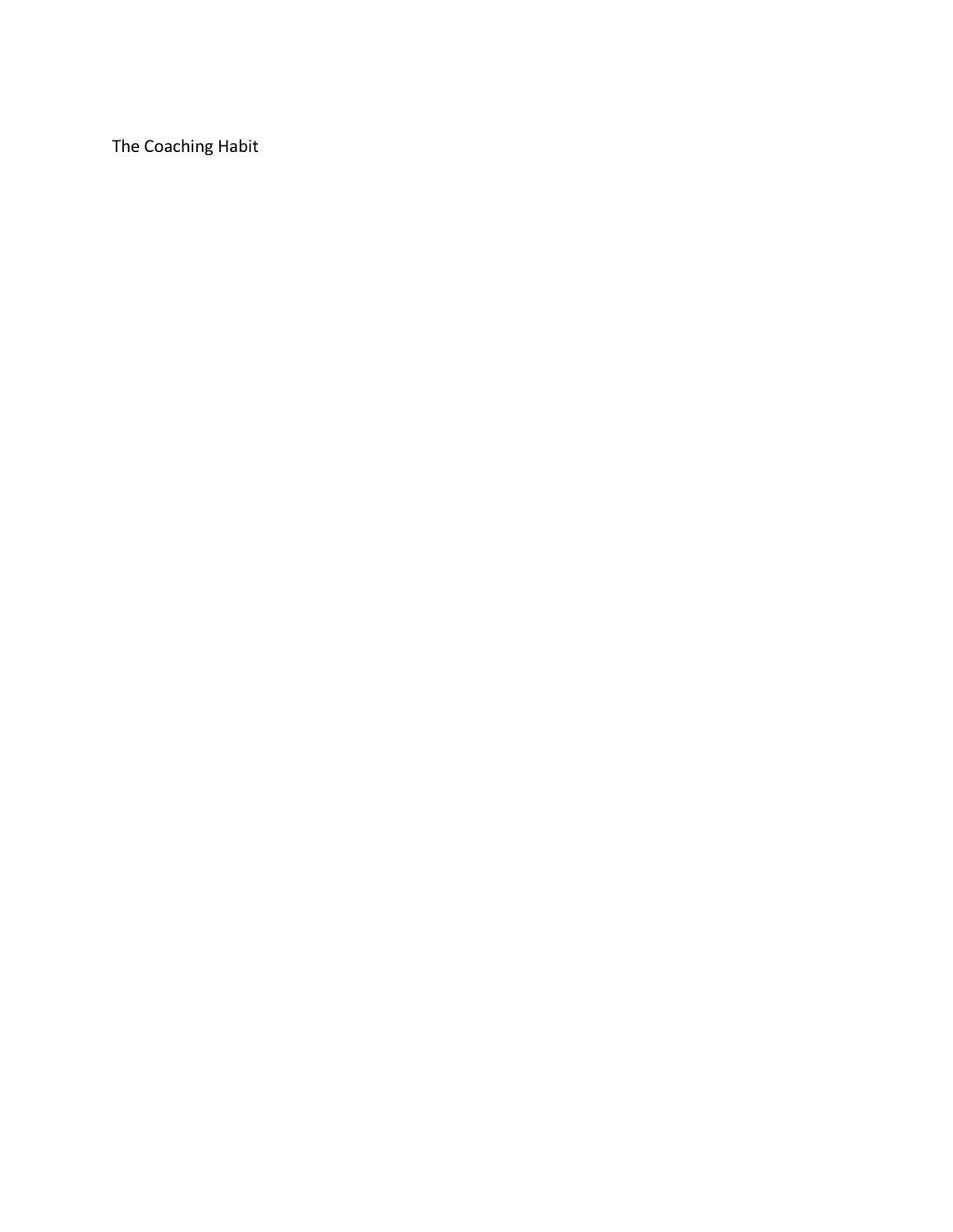The Coaching Habit